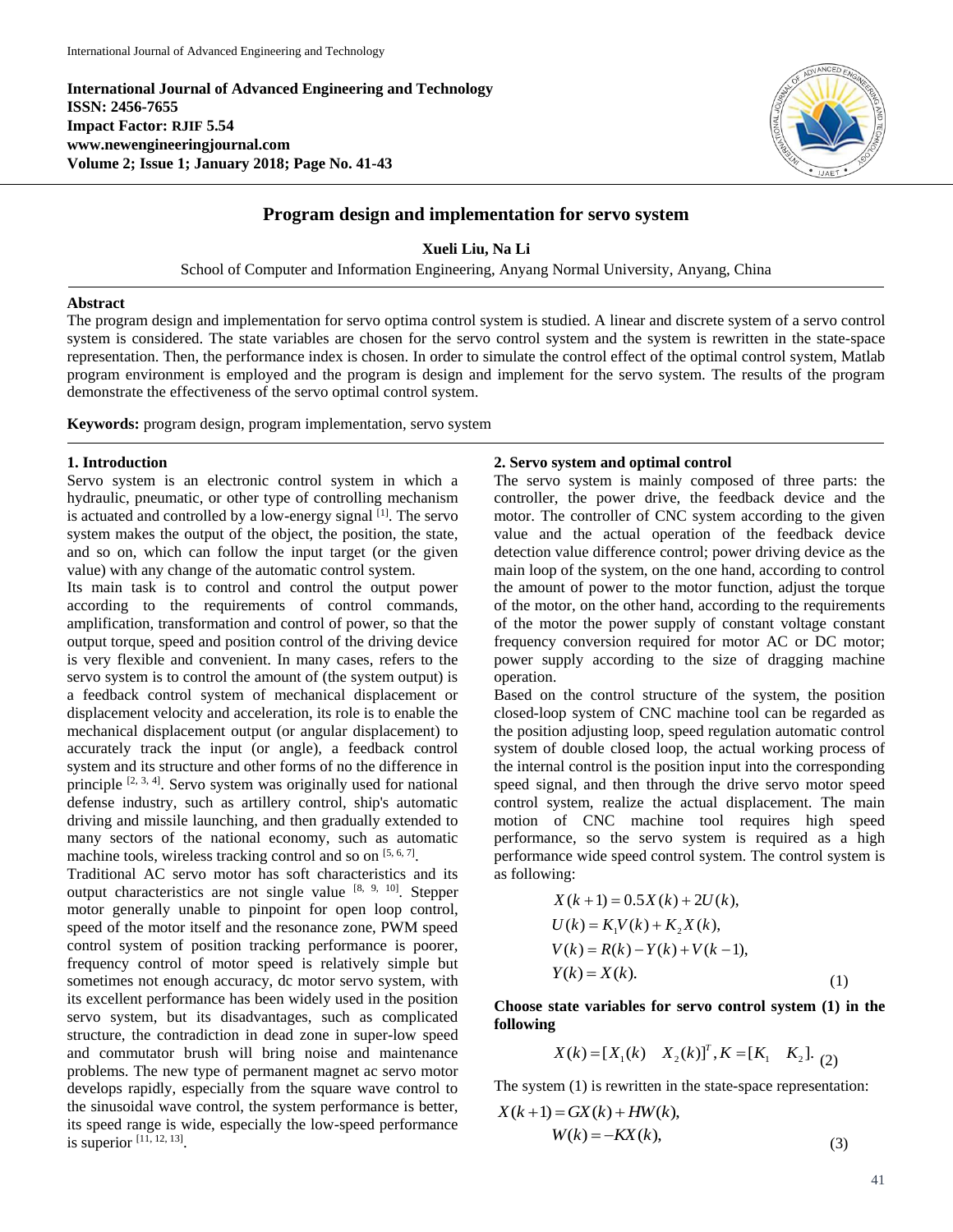**International Journal of Advanced Engineering and Technology**
**ISSN: 2456-7655**
**Impact Factor: RJIF 5.54**
**www.newengineeringjournal.com**
**Volume 2; Issue 1; January 2018; Page No. 41-43**

# Program design and implementation for servo system

**Xueli Liu, Na Li**

School of Computer and Information Engineering, Anyang Normal University, Anyang, China

**Abstract**

The program design and implementation for servo optima control system is studied. A linear and discrete system of a servo control system is considered. The state variables are chosen for the servo control system and the system is rewritten in the state-space representation. Then, the performance index is chosen. In order to simulate the control effect of the optimal control system, Matlab program environment is employed and the program is design and implement for the servo system. The results of the program demonstrate the effectiveness of the servo optimal control system.

**Keywords:** program design, program implementation, servo system

## 1. Introduction

Servo system is an electronic control system in which a hydraulic, pneumatic, or other type of controlling mechanism is actuated and controlled by a low-energy signal [1]. The servo system makes the output of the object, the position, the state, and so on, which can follow the input target (or the given value) with any change of the automatic control system.

Its main task is to control and control the output power according to the requirements of control commands, amplification, transformation and control of power, so that the output torque, speed and position control of the driving device is very flexible and convenient. In many cases, refers to the servo system is to control the amount of (the system output) is a feedback control system of mechanical displacement or displacement velocity and acceleration, its role is to enable the mechanical displacement output (or angular displacement) to accurately track the input (or angle), a feedback control system and its structure and other forms of no the difference in principle [2, 3, 4]. Servo system was originally used for national defense industry, such as artillery control, ship's automatic driving and missile launching, and then gradually extended to many sectors of the national economy, such as automatic machine tools, wireless tracking control and so on [5, 6, 7].

Traditional AC servo motor has soft characteristics and its output characteristics are not single value [8, 9, 10]. Stepper motor generally unable to pinpoint for open loop control, speed of the motor itself and the resonance zone, PWM speed control system of position tracking performance is poorer, frequency control of motor speed is relatively simple but sometimes not enough accuracy, dc motor servo system, with its excellent performance has been widely used in the position servo system, but its disadvantages, such as complicated structure, the contradiction in dead zone in super-low speed and commutator brush will bring noise and maintenance problems. The new type of permanent magnet ac servo motor develops rapidly, especially from the square wave control to the sinusoidal wave control, the system performance is better, its speed range is wide, especially the low-speed performance is superior [11, 12, 13].

## 2. Servo system and optimal control

The servo system is mainly composed of three parts: the controller, the power drive, the feedback device and the motor. The controller of CNC system according to the given value and the actual operation of the feedback device detection value difference control; power driving device as the main loop of the system, on the one hand, according to control the amount of power to the motor function, adjust the torque of the motor, on the other hand, according to the requirements of the motor the power supply of constant voltage constant frequency conversion required for motor AC or DC motor; power supply according to the size of dragging machine operation.

Based on the control structure of the system, the position closed-loop system of CNC machine tool can be regarded as the position adjusting loop, speed regulation automatic control system of double closed loop, the actual working process of the internal control is the position input into the corresponding speed signal, and then through the drive servo motor speed control system, realize the actual displacement. The main motion of CNC machine tool requires high speed performance, so the servo system is required as a high performance wide speed control system. The control system is as following:

$$
\begin{aligned}
&X(k+1) = 0.5X(k) + 2U(k), \\
&U(k) = K_1 V(k) + K_2 X(k), \\
&V(k) = R(k) - Y(k) + V(k-1), \\
&Y(k) = X(k).
\end{aligned}
\tag{1}
$$

**Choose state variables for servo control system (1) in the following**

$$
X(k) = [X_1(k) \quad X_2(k)]^T, K = [K_1 \quad K_2]. \tag{2}
$$

The system (1) is rewritten in the state-space representation:

$$
\begin{aligned}
&X(k+1) = GX(k) + HW(k), \\
&W(k) = -KX(k),
\end{aligned}
\tag{3}
$$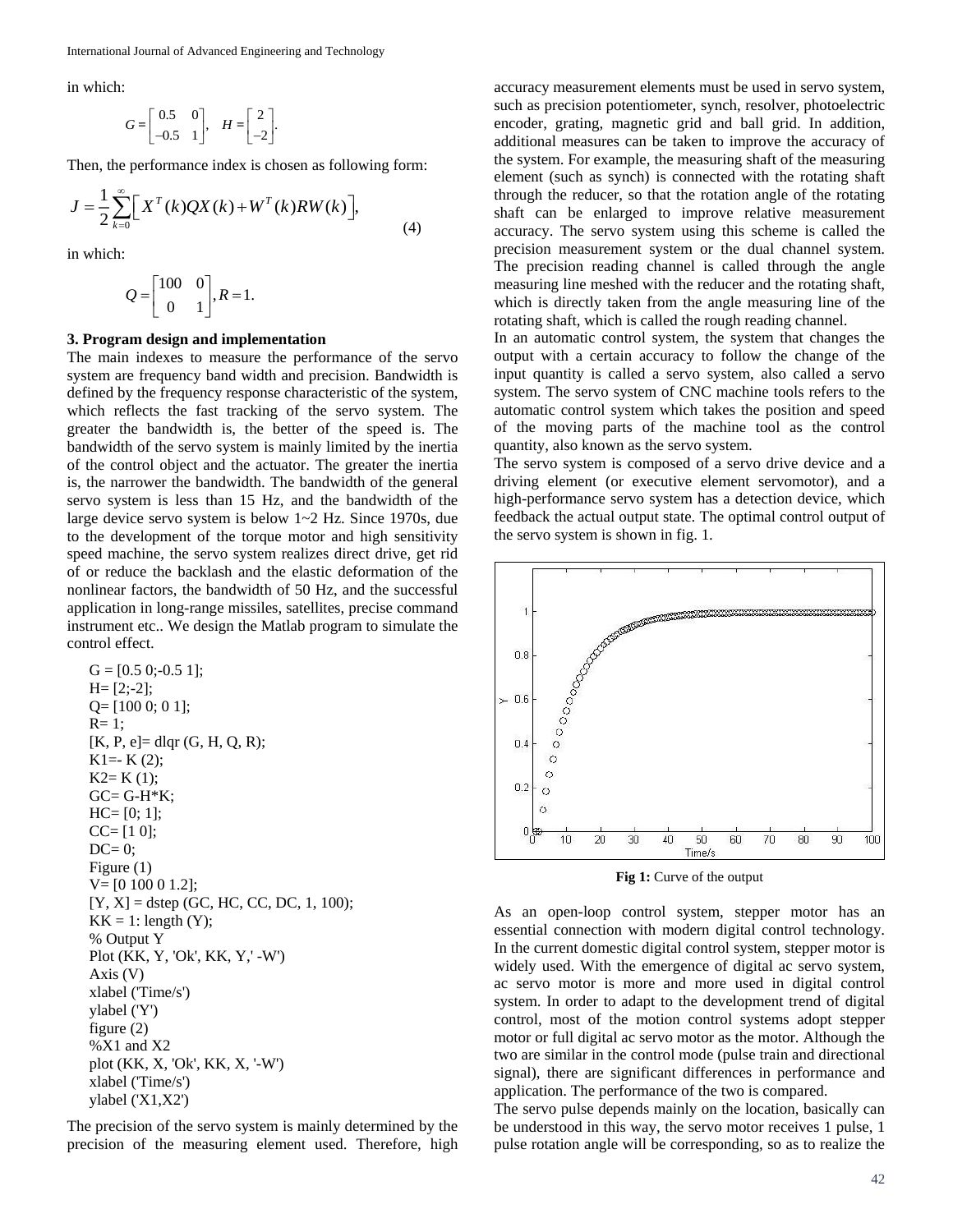in which:

$$G = \begin{bmatrix} 0.5 & 0 \\ -0.5 & 1 \end{bmatrix}, \quad H = \begin{bmatrix} 2 \\ -2 \end{bmatrix}.$$

Then, the performance index is chosen as following form:

$$J = \frac{1}{2}\sum_{k=0}^{\infty}\left[X^T(k)QX(k) + W^T(k)RW(k)\right], \tag{4}$$

in which:

$$Q = \begin{bmatrix} 100 & 0 \\ 0 & 1 \end{bmatrix}, R = 1.$$

### 3. Program design and implementation

The main indexes to measure the performance of the servo system are frequency band width and precision. Bandwidth is defined by the frequency response characteristic of the system, which reflects the fast tracking of the servo system. The greater the bandwidth is, the better of the speed is. The bandwidth of the servo system is mainly limited by the inertia of the control object and the actuator. The greater the inertia is, the narrower the bandwidth. The bandwidth of the general servo system is less than 15 Hz, and the bandwidth of the large device servo system is below 1~2 Hz. Since 1970s, due to the development of the torque motor and high sensitivity speed machine, the servo system realizes direct drive, get rid of or reduce the backlash and the elastic deformation of the nonlinear factors, the bandwidth of 50 Hz, and the successful application in long-range missiles, satellites, precise command instrument etc.. We design the Matlab program to simulate the control effect.

```
G = [0.5 0;-0.5 1];
H= [2;-2];
Q= [100 0; 0 1];
R= 1;
[K, P, e]= dlqr (G, H, Q, R);
K1=- K (2);
K2= K (1);
GC= G-H*K;
HC= [0; 1];
CC= [1 0];
DC= 0;
Figure (1)
V= [0 100 0 1.2];
[Y, X] = dstep (GC, HC, CC, DC, 1, 100);
KK = 1: length (Y);
% Output Y
Plot (KK, Y, 'Ok', KK, Y,' -W')
Axis (V)
xlabel ('Time/s')
ylabel ('Y')
figure (2)
%X1 and X2
plot (KK, X, 'Ok', KK, X, '-W')
xlabel ('Time/s')
ylabel ('X1,X2')
```

The precision of the servo system is mainly determined by the precision of the measuring element used. Therefore, high accuracy measurement elements must be used in servo system, such as precision potentiometer, synch, resolver, photoelectric encoder, grating, magnetic grid and ball grid. In addition, additional measures can be taken to improve the accuracy of the system. For example, the measuring shaft of the measuring element (such as synch) is connected with the rotating shaft through the reducer, so that the rotation angle of the rotating shaft can be enlarged to improve relative measurement accuracy. The servo system using this scheme is called the precision measurement system or the dual channel system. The precision reading channel is called through the angle measuring line meshed with the reducer and the rotating shaft, which is directly taken from the angle measuring line of the rotating shaft, which is called the rough reading channel.

In an automatic control system, the system that changes the output with a certain accuracy to follow the change of the input quantity is called a servo system, also called a servo system. The servo system of CNC machine tools refers to the automatic control system which takes the position and speed of the moving parts of the machine tool as the control quantity, also known as the servo system.

The servo system is composed of a servo drive device and a driving element (or executive element servomotor), and a high-performance servo system has a detection device, which feedback the actual output state. The optimal control output of the servo system is shown in fig. 1.

**Fig 1:** Curve of the output

As an open-loop control system, stepper motor has an essential connection with modern digital control technology. In the current domestic digital control system, stepper motor is widely used. With the emergence of digital ac servo system, ac servo motor is more and more used in digital control system. In order to adapt to the development trend of digital control, most of the motion control systems adopt stepper motor or full digital ac servo motor as the motor. Although the two are similar in the control mode (pulse train and directional signal), there are significant differences in performance and application. The performance of the two is compared.

The servo pulse depends mainly on the location, basically can be understood in this way, the servo motor receives 1 pulse, 1 pulse rotation angle will be corresponding, so as to realize the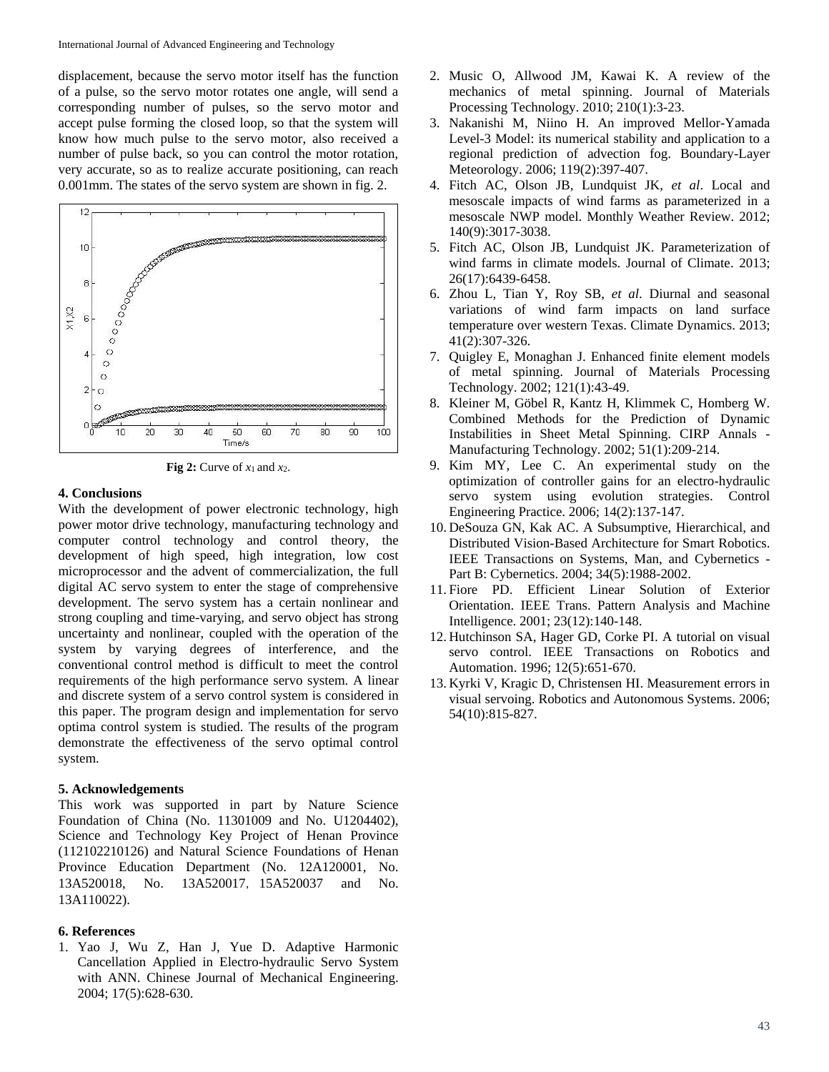displacement, because the servo motor itself has the function of a pulse, so the servo motor rotates one angle, will send a corresponding number of pulses, so the servo motor and accept pulse forming the closed loop, so that the system will know how much pulse to the servo motor, also received a number of pulse back, so you can control the motor rotation, very accurate, so as to realize accurate positioning, can reach 0.001mm. The states of the servo system are shown in fig. 2.

X1,X2

12
10
8
6
4
2
0

0 10 20 30 40 50 60 70 80 90 100

Time/s

**Fig 2:** Curve of $x_1$ and $x_2$.

### 4. Conclusions

With the development of power electronic technology, high power motor drive technology, manufacturing technology and computer control technology and control theory, the development of high speed, high integration, low cost microprocessor and the advent of commercialization, the full digital AC servo system to enter the stage of comprehensive development. The servo system has a certain nonlinear and strong coupling and time-varying, and servo object has strong uncertainty and nonlinear, coupled with the operation of the system by varying degrees of interference, and the conventional control method is difficult to meet the control requirements of the high performance servo system. A linear and discrete system of a servo control system is considered in this paper. The program design and implementation for servo optima control system is studied. The results of the program demonstrate the effectiveness of the servo optimal control system.

### 5. Acknowledgements

This work was supported in part by Nature Science Foundation of China (No. 11301009 and No. U1204402), Science and Technology Key Project of Henan Province (112102210126) and Natural Science Foundations of Henan Province Education Department (No. 12A120001, No. 13A520018, No. 13A520017, 15A520037 and No. 13A110022).

### 6. References

1. Yao J, Wu Z, Han J, Yue D. Adaptive Harmonic Cancellation Applied in Electro-hydraulic Servo System with ANN. Chinese Journal of Mechanical Engineering. 2004; 17(5):628-630.
2. Music O, Allwood JM, Kawai K. A review of the mechanics of metal spinning. Journal of Materials Processing Technology. 2010; 210(1):3-23.
3. Nakanishi M, Niino H. An improved Mellor-Yamada Level-3 Model: its numerical stability and application to a regional prediction of advection fog. Boundary-Layer Meteorology. 2006; 119(2):397-407.
4. Fitch AC, Olson JB, Lundquist JK, *et al*. Local and mesoscale impacts of wind farms as parameterized in a mesoscale NWP model. Monthly Weather Review. 2012; 140(9):3017-3038.
5. Fitch AC, Olson JB, Lundquist JK. Parameterization of wind farms in climate models. Journal of Climate. 2013; 26(17):6439-6458.
6. Zhou L, Tian Y, Roy SB, *et al*. Diurnal and seasonal variations of wind farm impacts on land surface temperature over western Texas. Climate Dynamics. 2013; 41(2):307-326.
7. Quigley E, Monaghan J. Enhanced finite element models of metal spinning. Journal of Materials Processing Technology. 2002; 121(1):43-49.
8. Kleiner M, Göbel R, Kantz H, Klimmek C, Homberg W. Combined Methods for the Prediction of Dynamic Instabilities in Sheet Metal Spinning. CIRP Annals - Manufacturing Technology. 2002; 51(1):209-214.
9. Kim MY, Lee C. An experimental study on the optimization of controller gains for an electro-hydraulic servo system using evolution strategies. Control Engineering Practice. 2006; 14(2):137-147.
10. DeSouza GN, Kak AC. A Subsumptive, Hierarchical, and Distributed Vision-Based Architecture for Smart Robotics. IEEE Transactions on Systems, Man, and Cybernetics - Part B: Cybernetics. 2004; 34(5):1988-2002.
11. Fiore PD. Efficient Linear Solution of Exterior Orientation. IEEE Trans. Pattern Analysis and Machine Intelligence. 2001; 23(12):140-148.
12. Hutchinson SA, Hager GD, Corke PI. A tutorial on visual servo control. IEEE Transactions on Robotics and Automation. 1996; 12(5):651-670.
13. Kyrki V, Kragic D, Christensen HI. Measurement errors in visual servoing. Robotics and Autonomous Systems. 2006; 54(10):815-827.